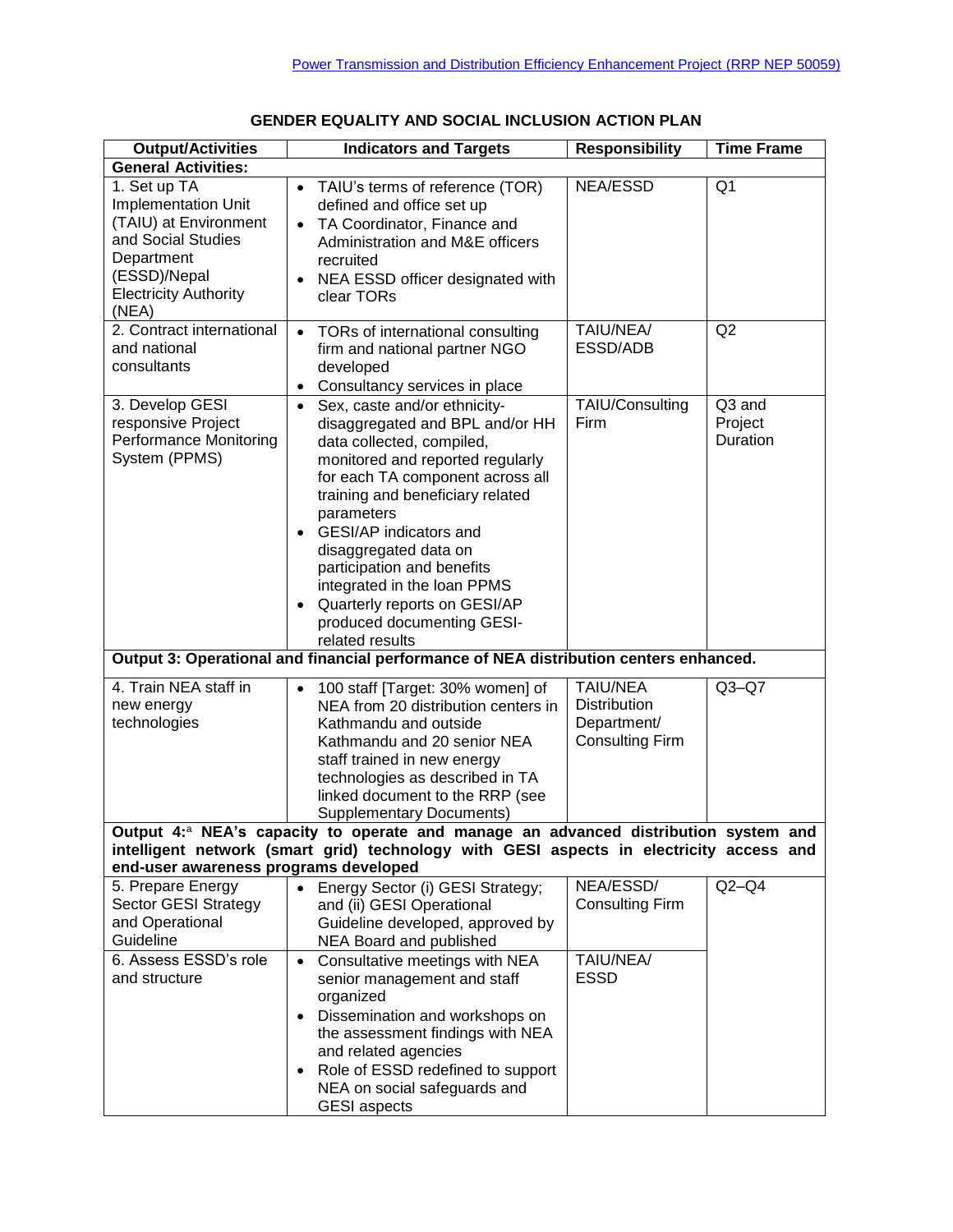## GENDER EQUALITY AND SOCIAL INCLUSION ACTION PLAN

| Output/Activities | Indicators and Targets | Responsibility | Time Frame |
|---|---|---|---|
| **General Activities:** | | | |
| 1. Set up TA Implementation Unit (TAIU) at Environment and Social Studies Department (ESSD)/Nepal Electricity Authority (NEA) | • TAIU's terms of reference (TOR) defined and office set up<br>• TA Coordinator, Finance and Administration and M&E officers recruited<br>• NEA ESSD officer designated with clear TORs | NEA/ESSD | Q1 |
| 2. Contract international and national consultants | • TORs of international consulting firm and national partner NGO developed<br>• Consultancy services in place | TAIU/NEA/ ESSD/ADB | Q2 |
| 3. Develop GESI responsive Project Performance Monitoring System (PPMS) | • Sex, caste and/or ethnicity-disaggregated and BPL and/or HH data collected, compiled, monitored and reported regularly for each TA component across all training and beneficiary related parameters<br>• GESI/AP indicators and disaggregated data on participation and benefits integrated in the loan PPMS<br>• Quarterly reports on GESI/AP produced documenting GESI-related results | TAIU/Consulting Firm | Q3 and Project Duration |
| **Output 3: Operational and financial performance of NEA distribution centers enhanced.** | | | |
| 4. Train NEA staff in new energy technologies | • 100 staff [Target: 30% women] of NEA from 20 distribution centers in Kathmandu and outside Kathmandu and 20 senior NEA staff trained in new energy technologies as described in TA linked document to the RRP (see Supplementary Documents) | TAIU/NEA Distribution Department/ Consulting Firm | Q3–Q7 |
| **Output 4:[a] NEA's capacity to operate and manage an advanced distribution system and intelligent network (smart grid) technology with GESI aspects in electricity access and end-user awareness programs developed** | | | |
| 5. Prepare Energy Sector GESI Strategy and Operational Guideline | • Energy Sector (i) GESI Strategy; and (ii) GESI Operational Guideline developed, approved by NEA Board and published | NEA/ESSD/ Consulting Firm | Q2–Q4 |
| 6. Assess ESSD's role and structure | • Consultative meetings with NEA senior management and staff organized<br>• Dissemination and workshops on the assessment findings with NEA and related agencies<br>• Role of ESSD redefined to support NEA on social safeguards and GESI aspects | TAIU/NEA/ ESSD | |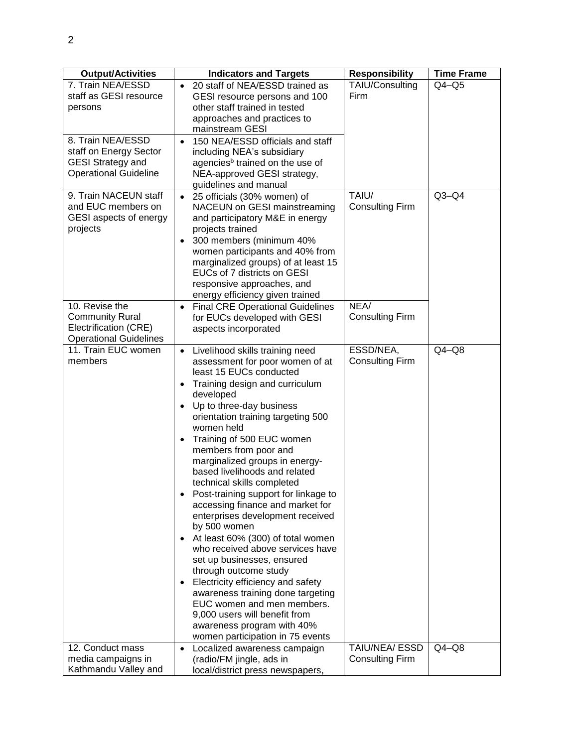| Output/Activities | Indicators and Targets | Responsibility | Time Frame |
|---|---|---|---|
| 7. Train NEA/ESSD staff as GESI resource persons | • 20 staff of NEA/ESSD trained as GESI resource persons and 100 other staff trained in tested approaches and practices to mainstream GESI | TAIU/Consulting Firm | Q4–Q5 |
| 8. Train NEA/ESSD staff on Energy Sector GESI Strategy and Operational Guideline | • 150 NEA/ESSD officials and staff including NEA's subsidiary agencies[b] trained on the use of NEA-approved GESI strategy, guidelines and manual | | |
| 9. Train NACEUN staff and EUC members on GESI aspects of energy projects | • 25 officials (30% women) of NACEUN on GESI mainstreaming and participatory M&E in energy projects trained<br>• 300 members (minimum 40% women participants and 40% from marginalized groups) of at least 15 EUCs of 7 districts on GESI responsive approaches, and energy efficiency given trained | TAIU/ Consulting Firm | Q3–Q4 |
| 10. Revise the Community Rural Electrification (CRE) Operational Guidelines | • Final CRE Operational Guidelines for EUCs developed with GESI aspects incorporated | NEA/ Consulting Firm | |
| 11. Train EUC women members | • Livelihood skills training need assessment for poor women of at least 15 EUCs conducted<br>• Training design and curriculum developed<br>• Up to three-day business orientation training targeting 500 women held<br>• Training of 500 EUC women members from poor and marginalized groups in energy-based livelihoods and related technical skills completed<br>• Post-training support for linkage to accessing finance and market for enterprises development received by 500 women<br>• At least 60% (300) of total women who received above services have set up businesses, ensured through outcome study<br>• Electricity efficiency and safety awareness training done targeting EUC women and men members. 9,000 users will benefit from awareness program with 40% women participation in 75 events | ESSD/NEA, Consulting Firm | Q4–Q8 |
| 12. Conduct mass media campaigns in Kathmandu Valley and | • Localized awareness campaign (radio/FM jingle, ads in local/district press newspapers, | TAIU/NEA/ ESSD Consulting Firm | Q4–Q8 |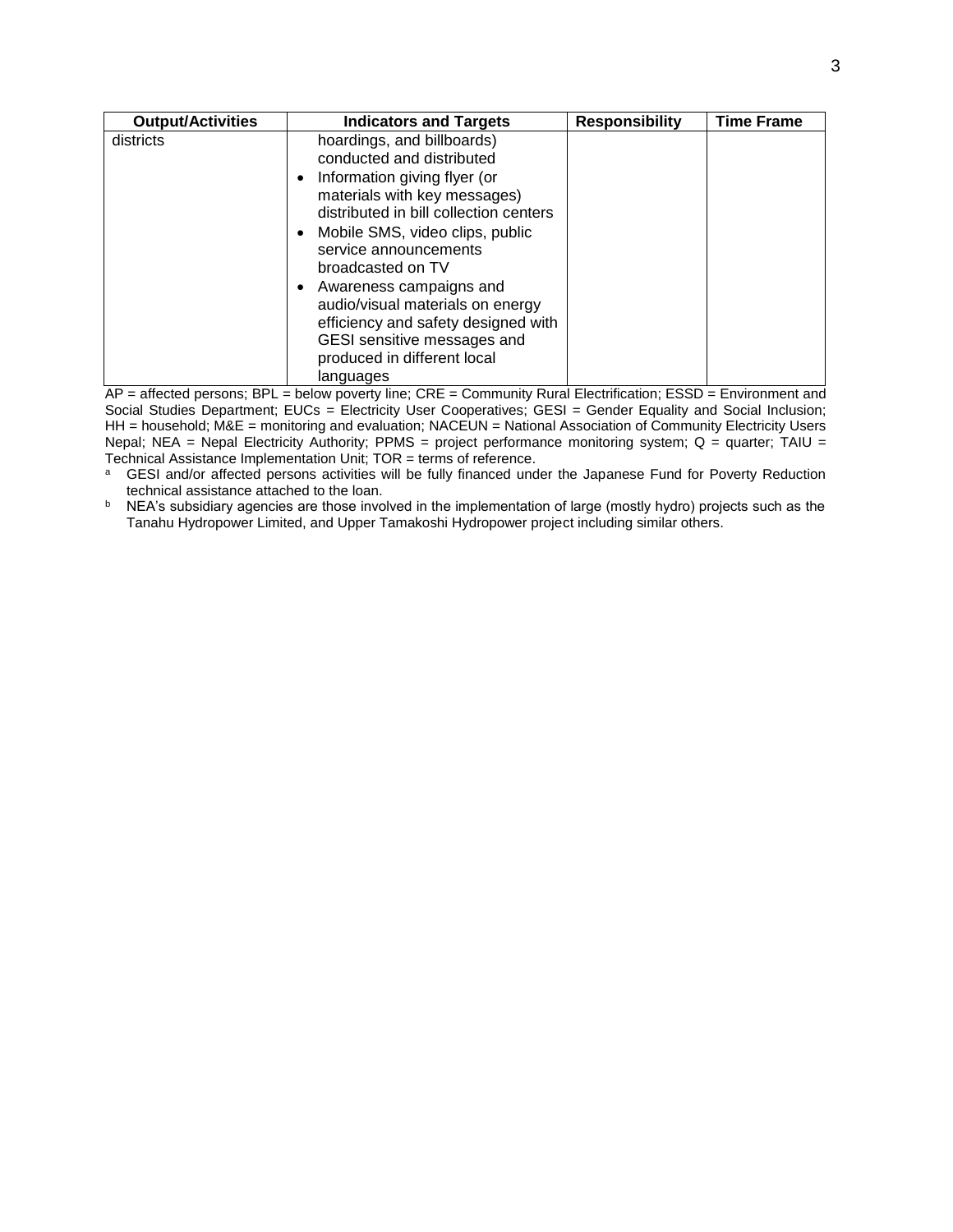| Output/Activities | Indicators and Targets | Responsibility | Time Frame |
|---|---|---|---|
| districts | hoardings, and billboards) conducted and distributed<br>• Information giving flyer (or materials with key messages) distributed in bill collection centers<br>• Mobile SMS, video clips, public service announcements broadcasted on TV<br>• Awareness campaigns and audio/visual materials on energy efficiency and safety designed with GESI sensitive messages and produced in different local languages | | |

AP = affected persons; BPL = below poverty line; CRE = Community Rural Electrification; ESSD = Environment and Social Studies Department; EUCs = Electricity User Cooperatives; GESI = Gender Equality and Social Inclusion; HH = household; M&E = monitoring and evaluation; NACEUN = National Association of Community Electricity Users Nepal; NEA = Nepal Electricity Authority; PPMS = project performance monitoring system; Q = quarter; TAIU = Technical Assistance Implementation Unit; TOR = terms of reference.

[a] GESI and/or affected persons activities will be fully financed under the Japanese Fund for Poverty Reduction technical assistance attached to the loan.

[b] NEA's subsidiary agencies are those involved in the implementation of large (mostly hydro) projects such as the Tanahu Hydropower Limited, and Upper Tamakoshi Hydropower project including similar others.